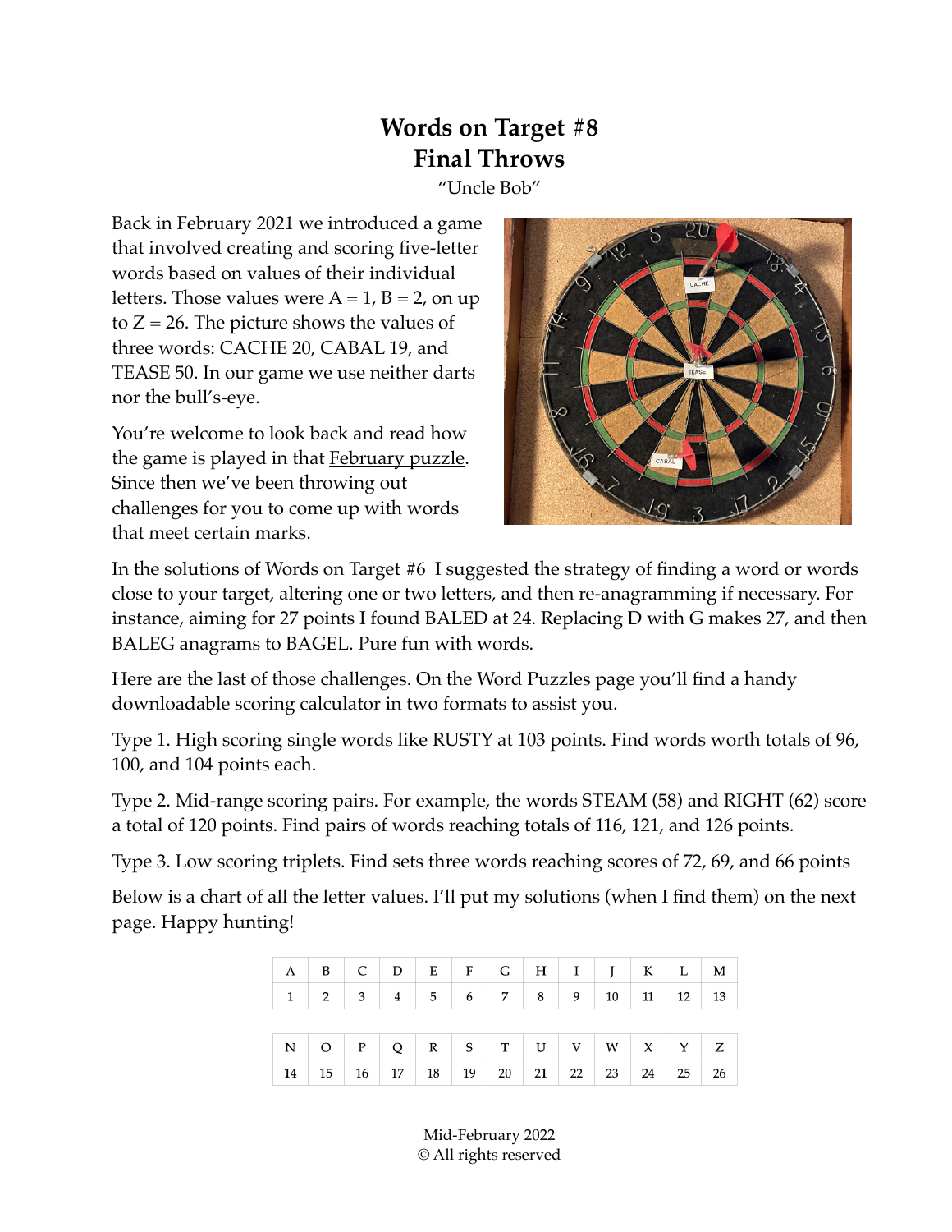# Words on Target #8
## Final Throws

"Uncle Bob"

Back in February 2021 we introduced a game that involved creating and scoring five-letter words based on values of their individual letters. Those values were A = 1, B = 2, on up to Z = 26. The picture shows the values of three words: CACHE 20, CABAL 19, and TEASE 50. In our game we use neither darts nor the bull's-eye.

You're welcome to look back and read how the game is played in that February puzzle. Since then we've been throwing out challenges for you to come up with words that meet certain marks.

In the solutions of Words on Target #6 I suggested the strategy of finding a word or words close to your target, altering one or two letters, and then re-anagramming if necessary. For instance, aiming for 27 points I found BALED at 24. Replacing D with G makes 27, and then BALEG anagrams to BAGEL. Pure fun with words.

Here are the last of those challenges. On the Word Puzzles page you'll find a handy downloadable scoring calculator in two formats to assist you.

Type 1. High scoring single words like RUSTY at 103 points. Find words worth totals of 96, 100, and 104 points each.

Type 2. Mid-range scoring pairs. For example, the words STEAM (58) and RIGHT (62) score a total of 120 points. Find pairs of words reaching totals of 116, 121, and 126 points.

Type 3. Low scoring triplets. Find sets three words reaching scores of 72, 69, and 66 points

Below is a chart of all the letter values. I'll put my solutions (when I find them) on the next page. Happy hunting!

| A | B | C | D | E | F | G | H | I | J | K | L | M |
|---|---|---|---|---|---|---|---|---|---|---|---|---|
| 1 | 2 | 3 | 4 | 5 | 6 | 7 | 8 | 9 | 10 | 11 | 12 | 13 |

| N | O | P | Q | R | S | T | U | V | W | X | Y | Z |
|---|---|---|---|---|---|---|---|---|---|---|---|---|
| 14 | 15 | 16 | 17 | 18 | 19 | 20 | 21 | 22 | 23 | 24 | 25 | 26 |

Mid-February 2022
© All rights reserved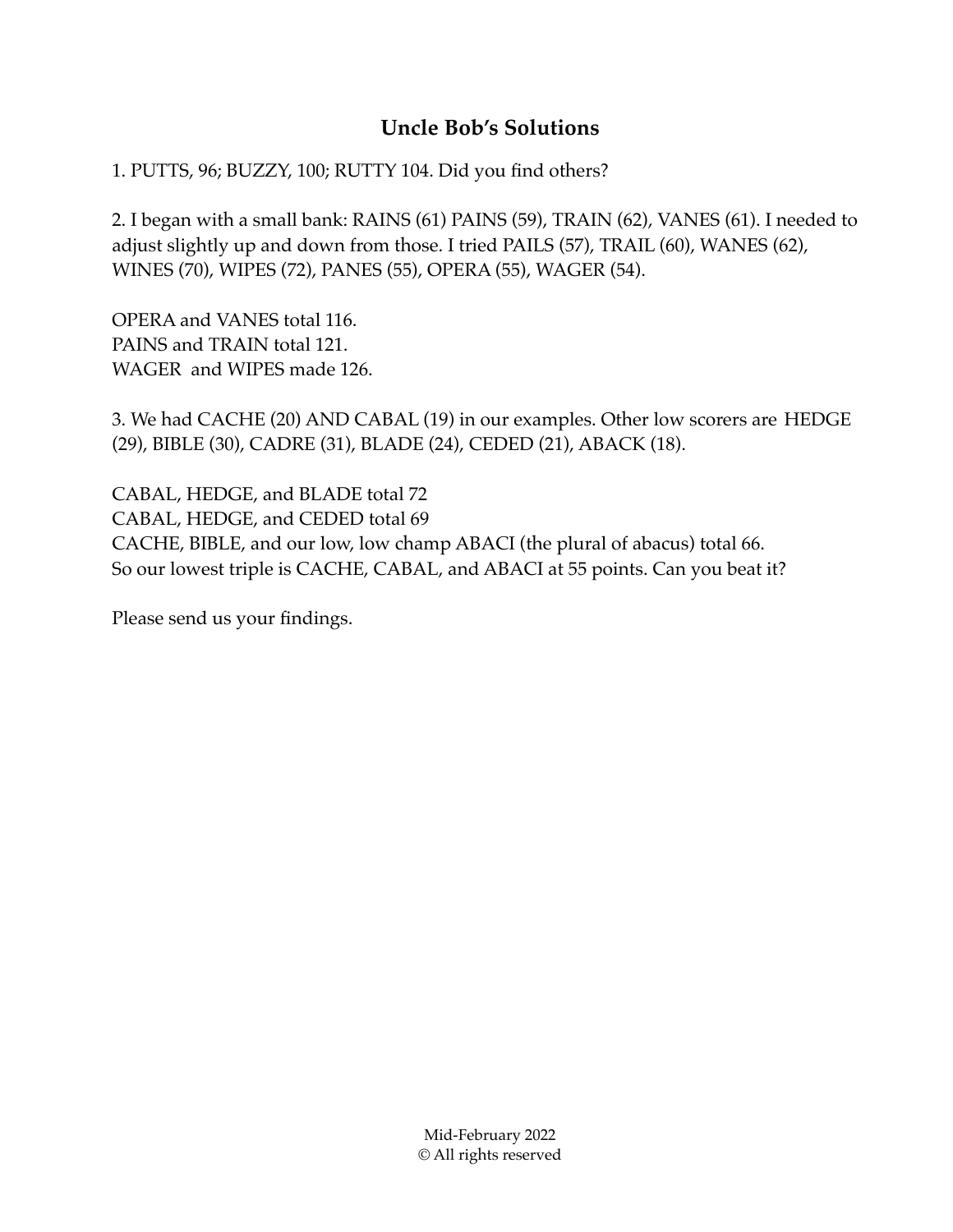## Uncle Bob's Solutions

1. PUTTS, 96; BUZZY, 100; RUTTY 104. Did you find others?

2. I began with a small bank: RAINS (61) PAINS (59), TRAIN (62), VANES (61). I needed to adjust slightly up and down from those. I tried PAILS (57), TRAIL (60), WANES (62), WINES (70), WIPES (72), PANES (55), OPERA (55), WAGER (54).

OPERA and VANES total 116.
PAINS and TRAIN total 121.
WAGER and WIPES made 126.

3. We had CACHE (20) AND CABAL (19) in our examples. Other low scorers are HEDGE (29), BIBLE (30), CADRE (31), BLADE (24), CEDED (21), ABACK (18).

CABAL, HEDGE, and BLADE total 72
CABAL, HEDGE, and CEDED total 69
CACHE, BIBLE, and our low, low champ ABACI (the plural of abacus) total 66.
So our lowest triple is CACHE, CABAL, and ABACI at 55 points. Can you beat it?

Please send us your findings.

Mid-February 2022
© All rights reserved